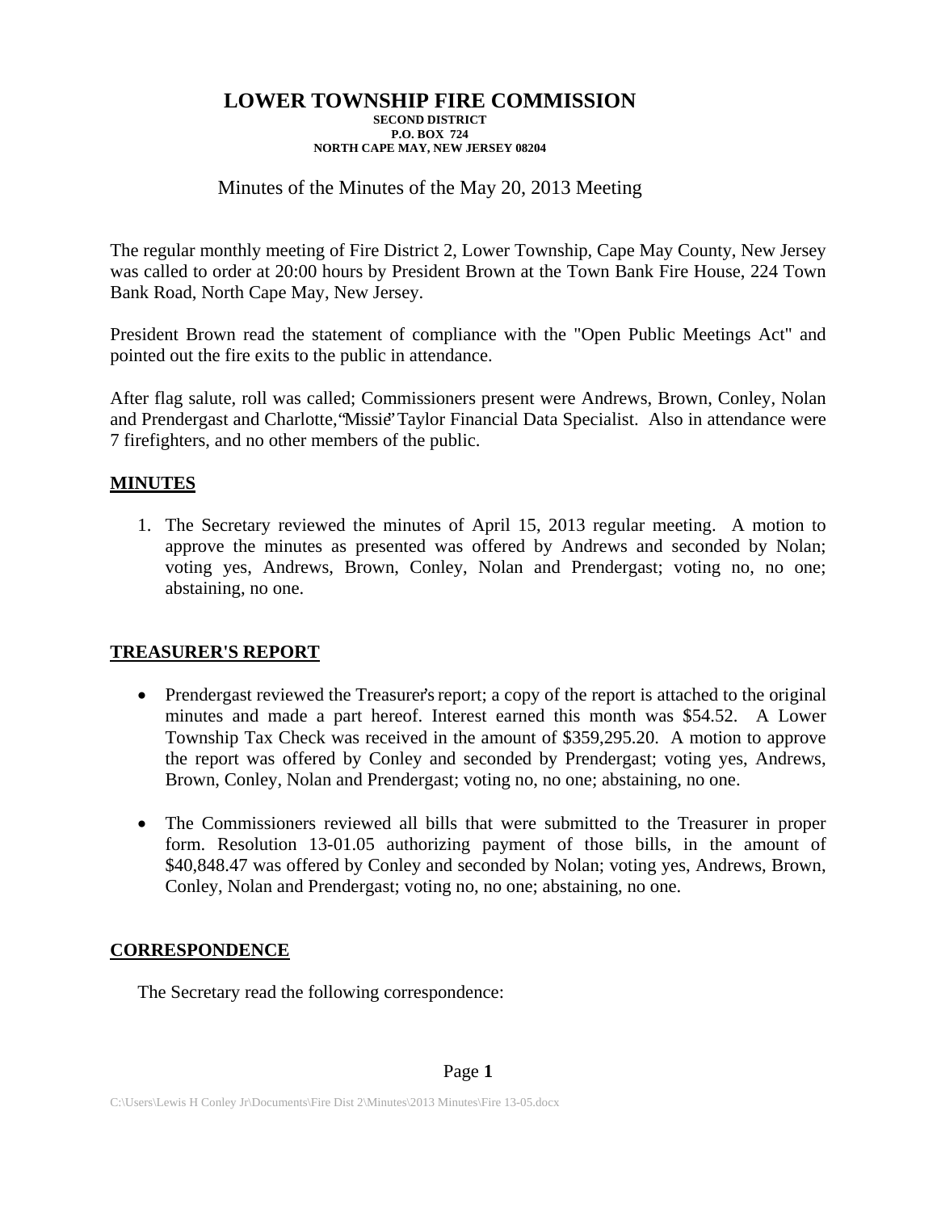# LOWER TOWNSHIP FIRE COMMISSION

**SECOND DISTRICT**
**P.O. BOX 724**
**NORTH CAPE MAY, NEW JERSEY 08204**

Minutes of the Minutes of the May 20, 2013 Meeting

The regular monthly meeting of Fire District 2, Lower Township, Cape May County, New Jersey was called to order at 20:00 hours by President Brown at the Town Bank Fire House, 224 Town Bank Road, North Cape May, New Jersey.

President Brown read the statement of compliance with the "Open Public Meetings Act" and pointed out the fire exits to the public in attendance.

After flag salute, roll was called; Commissioners present were Andrews, Brown, Conley, Nolan and Prendergast and Charlotte, "Missie" Taylor Financial Data Specialist. Also in attendance were 7 firefighters, and no other members of the public.

## MINUTES

1. The Secretary reviewed the minutes of April 15, 2013 regular meeting. A motion to approve the minutes as presented was offered by Andrews and seconded by Nolan; voting yes, Andrews, Brown, Conley, Nolan and Prendergast; voting no, no one; abstaining, no one.

## TREASURER'S REPORT

- Prendergast reviewed the Treasurer's report; a copy of the report is attached to the original minutes and made a part hereof. Interest earned this month was $54.52. A Lower Township Tax Check was received in the amount of $359,295.20. A motion to approve the report was offered by Conley and seconded by Prendergast; voting yes, Andrews, Brown, Conley, Nolan and Prendergast; voting no, no one; abstaining, no one.

- The Commissioners reviewed all bills that were submitted to the Treasurer in proper form. Resolution 13-01.05 authorizing payment of those bills, in the amount of $40,848.47 was offered by Conley and seconded by Nolan; voting yes, Andrews, Brown, Conley, Nolan and Prendergast; voting no, no one; abstaining, no one.

## CORRESPONDENCE

The Secretary read the following correspondence: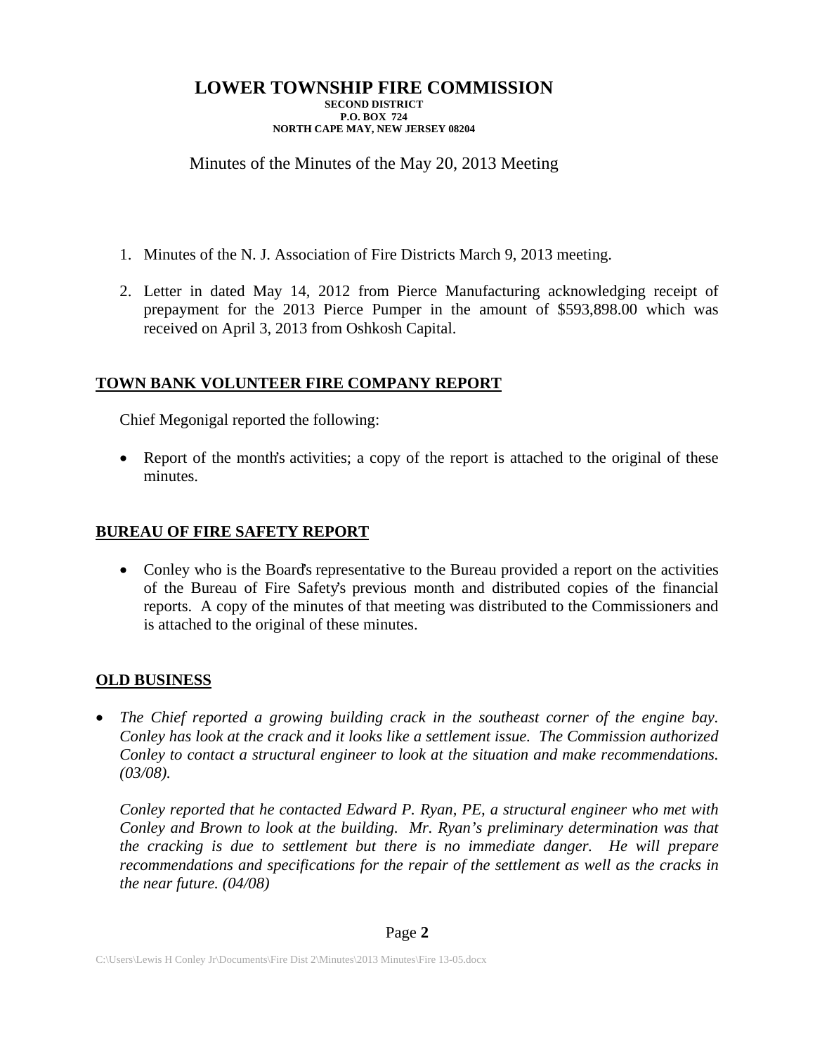# LOWER TOWNSHIP FIRE COMMISSION

**SECOND DISTRICT**
**P.O. BOX 724**
**NORTH CAPE MAY, NEW JERSEY 08204**

Minutes of the Minutes of the May 20, 2013 Meeting

1. Minutes of the N. J. Association of Fire Districts March 9, 2013 meeting.

2. Letter in dated May 14, 2012 from Pierce Manufacturing acknowledging receipt of prepayment for the 2013 Pierce Pumper in the amount of $593,898.00 which was received on April 3, 2013 from Oshkosh Capital.

## TOWN BANK VOLUNTEER FIRE COMPANY REPORT

Chief Megonigal reported the following:

- Report of the month's activities; a copy of the report is attached to the original of these minutes.

## BUREAU OF FIRE SAFETY REPORT

- Conley who is the Board's representative to the Bureau provided a report on the activities of the Bureau of Fire Safety's previous month and distributed copies of the financial reports. A copy of the minutes of that meeting was distributed to the Commissioners and is attached to the original of these minutes.

## OLD BUSINESS

- *The Chief reported a growing building crack in the southeast corner of the engine bay. Conley has look at the crack and it looks like a settlement issue. The Commission authorized Conley to contact a structural engineer to look at the situation and make recommendations. (03/08).*

  *Conley reported that he contacted Edward P. Ryan, PE, a structural engineer who met with Conley and Brown to look at the building. Mr. Ryan's preliminary determination was that the cracking is due to settlement but there is no immediate danger. He will prepare recommendations and specifications for the repair of the settlement as well as the cracks in the near future. (04/08)*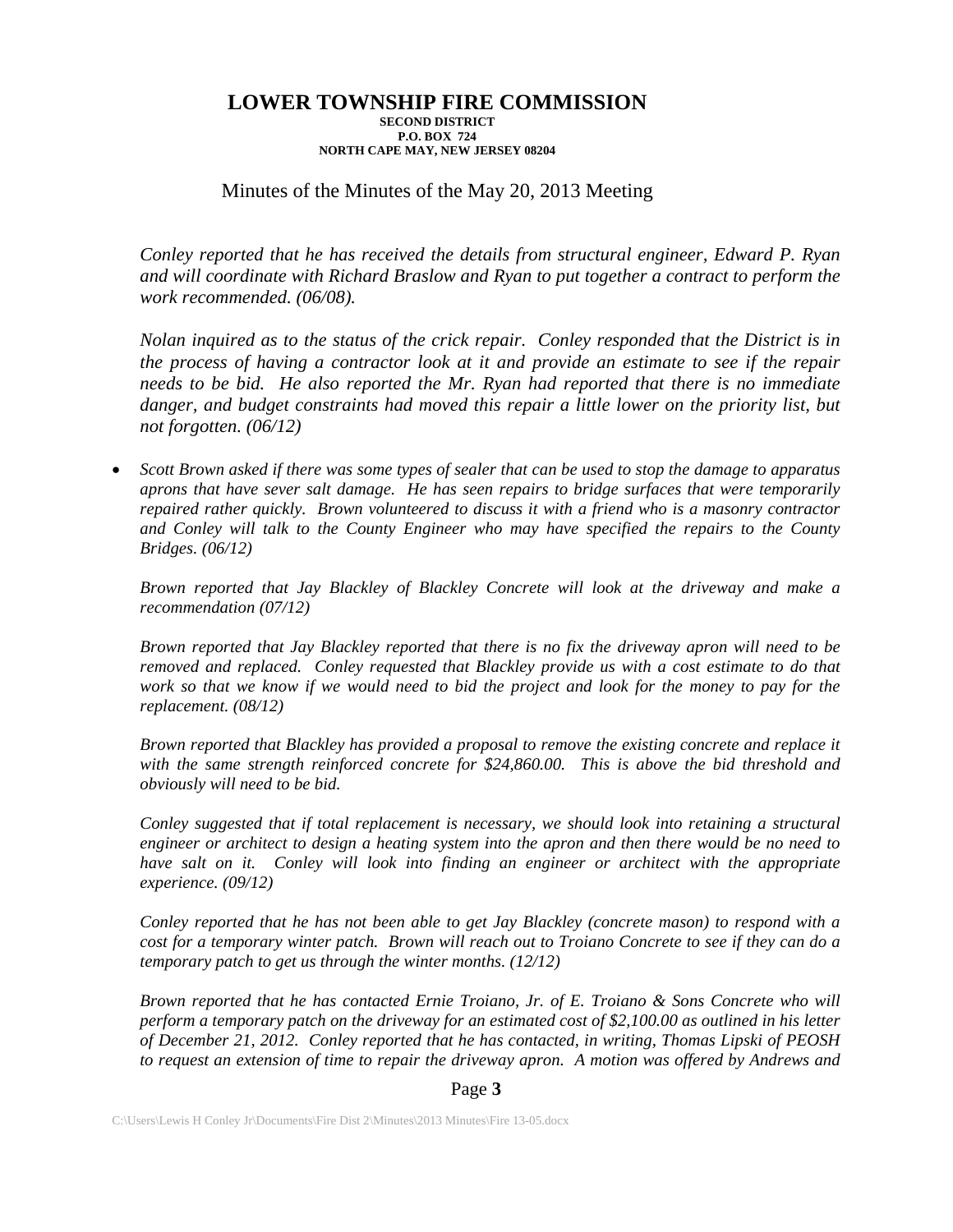# LOWER TOWNSHIP FIRE COMMISSION

**SECOND DISTRICT**
**P.O. BOX 724**
**NORTH CAPE MAY, NEW JERSEY 08204**

Minutes of the Minutes of the May 20, 2013 Meeting

*Conley reported that he has received the details from structural engineer, Edward P. Ryan and will coordinate with Richard Braslow and Ryan to put together a contract to perform the work recommended. (06/08).*

*Nolan inquired as to the status of the crick repair. Conley responded that the District is in the process of having a contractor look at it and provide an estimate to see if the repair needs to be bid. He also reported the Mr. Ryan had reported that there is no immediate danger, and budget constraints had moved this repair a little lower on the priority list, but not forgotten. (06/12)*

- *Scott Brown asked if there was some types of sealer that can be used to stop the damage to apparatus aprons that have sever salt damage. He has seen repairs to bridge surfaces that were temporarily repaired rather quickly. Brown volunteered to discuss it with a friend who is a masonry contractor and Conley will talk to the County Engineer who may have specified the repairs to the County Bridges. (06/12)*

  *Brown reported that Jay Blackley of Blackley Concrete will look at the driveway and make a recommendation (07/12)*

  *Brown reported that Jay Blackley reported that there is no fix the driveway apron will need to be removed and replaced. Conley requested that Blackley provide us with a cost estimate to do that work so that we know if we would need to bid the project and look for the money to pay for the replacement. (08/12)*

  *Brown reported that Blackley has provided a proposal to remove the existing concrete and replace it with the same strength reinforced concrete for $24,860.00. This is above the bid threshold and obviously will need to be bid.*

  *Conley suggested that if total replacement is necessary, we should look into retaining a structural engineer or architect to design a heating system into the apron and then there would be no need to have salt on it. Conley will look into finding an engineer or architect with the appropriate experience. (09/12)*

  *Conley reported that he has not been able to get Jay Blackley (concrete mason) to respond with a cost for a temporary winter patch. Brown will reach out to Troiano Concrete to see if they can do a temporary patch to get us through the winter months. (12/12)*

  *Brown reported that he has contacted Ernie Troiano, Jr. of E. Troiano & Sons Concrete who will perform a temporary patch on the driveway for an estimated cost of $2,100.00 as outlined in his letter of December 21, 2012. Conley reported that he has contacted, in writing, Thomas Lipski of PEOSH to request an extension of time to repair the driveway apron. A motion was offered by Andrews and*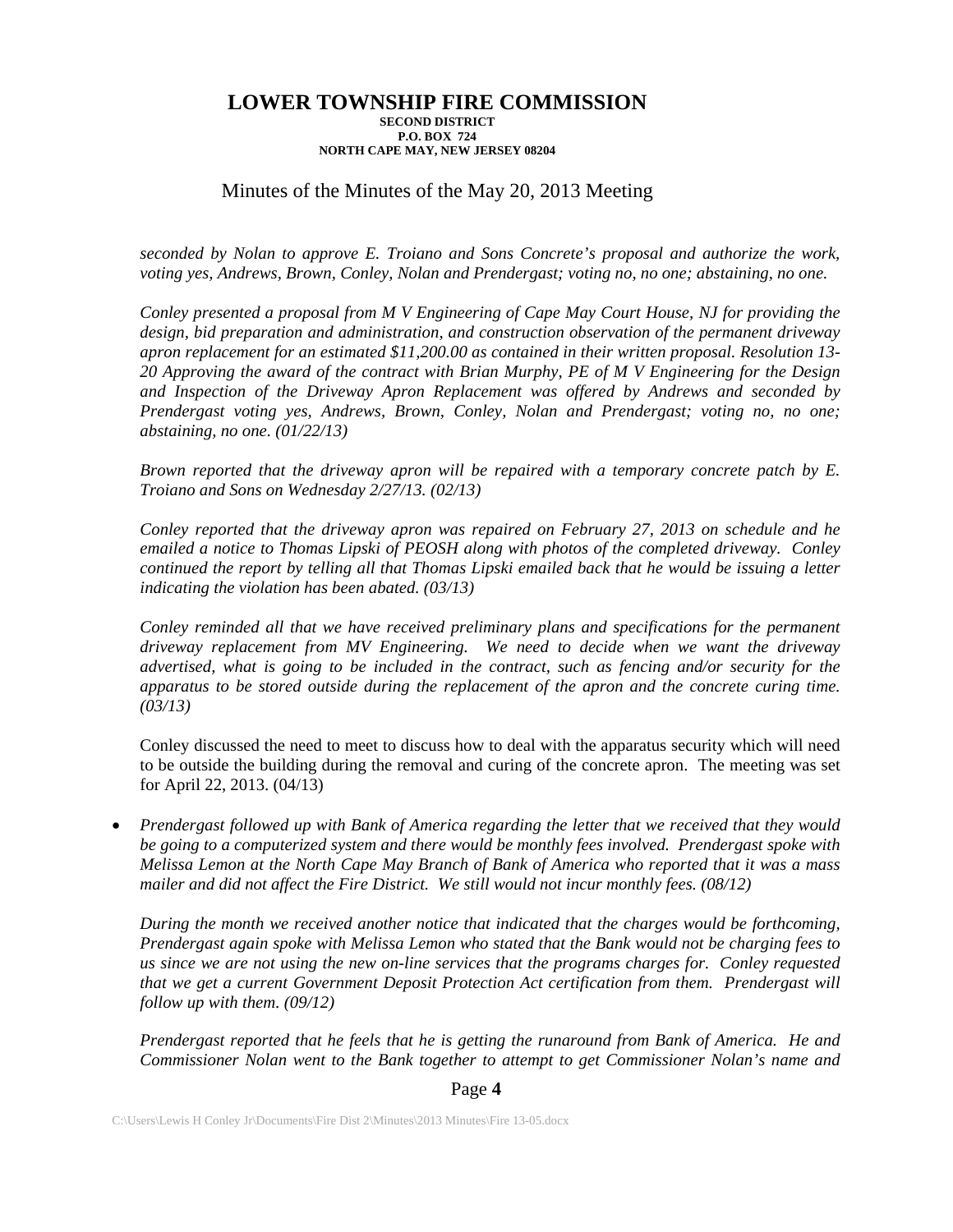# LOWER TOWNSHIP FIRE COMMISSION

**SECOND DISTRICT**
**P.O. BOX 724**
**NORTH CAPE MAY, NEW JERSEY 08204**

Minutes of the Minutes of the May 20, 2013 Meeting

*seconded by Nolan to approve E. Troiano and Sons Concrete's proposal and authorize the work, voting yes, Andrews, Brown, Conley, Nolan and Prendergast; voting no, no one; abstaining, no one.*

*Conley presented a proposal from M V Engineering of Cape May Court House, NJ for providing the design, bid preparation and administration, and construction observation of the permanent driveway apron replacement for an estimated $11,200.00 as contained in their written proposal. Resolution 13-20 Approving the award of the contract with Brian Murphy, PE of M V Engineering for the Design and Inspection of the Driveway Apron Replacement was offered by Andrews and seconded by Prendergast voting yes, Andrews, Brown, Conley, Nolan and Prendergast; voting no, no one; abstaining, no one. (01/22/13)*

*Brown reported that the driveway apron will be repaired with a temporary concrete patch by E. Troiano and Sons on Wednesday 2/27/13. (02/13)*

*Conley reported that the driveway apron was repaired on February 27, 2013 on schedule and he emailed a notice to Thomas Lipski of PEOSH along with photos of the completed driveway. Conley continued the report by telling all that Thomas Lipski emailed back that he would be issuing a letter indicating the violation has been abated. (03/13)*

*Conley reminded all that we have received preliminary plans and specifications for the permanent driveway replacement from MV Engineering. We need to decide when we want the driveway advertised, what is going to be included in the contract, such as fencing and/or security for the apparatus to be stored outside during the replacement of the apron and the concrete curing time. (03/13)*

Conley discussed the need to meet to discuss how to deal with the apparatus security which will need to be outside the building during the removal and curing of the concrete apron. The meeting was set for April 22, 2013. (04/13)

- *Prendergast followed up with Bank of America regarding the letter that we received that they would be going to a computerized system and there would be monthly fees involved. Prendergast spoke with Melissa Lemon at the North Cape May Branch of Bank of America who reported that it was a mass mailer and did not affect the Fire District. We still would not incur monthly fees. (08/12)*

  *During the month we received another notice that indicated that the charges would be forthcoming, Prendergast again spoke with Melissa Lemon who stated that the Bank would not be charging fees to us since we are not using the new on-line services that the programs charges for. Conley requested that we get a current Government Deposit Protection Act certification from them. Prendergast will follow up with them. (09/12)*

  *Prendergast reported that he feels that he is getting the runaround from Bank of America. He and Commissioner Nolan went to the Bank together to attempt to get Commissioner Nolan's name and*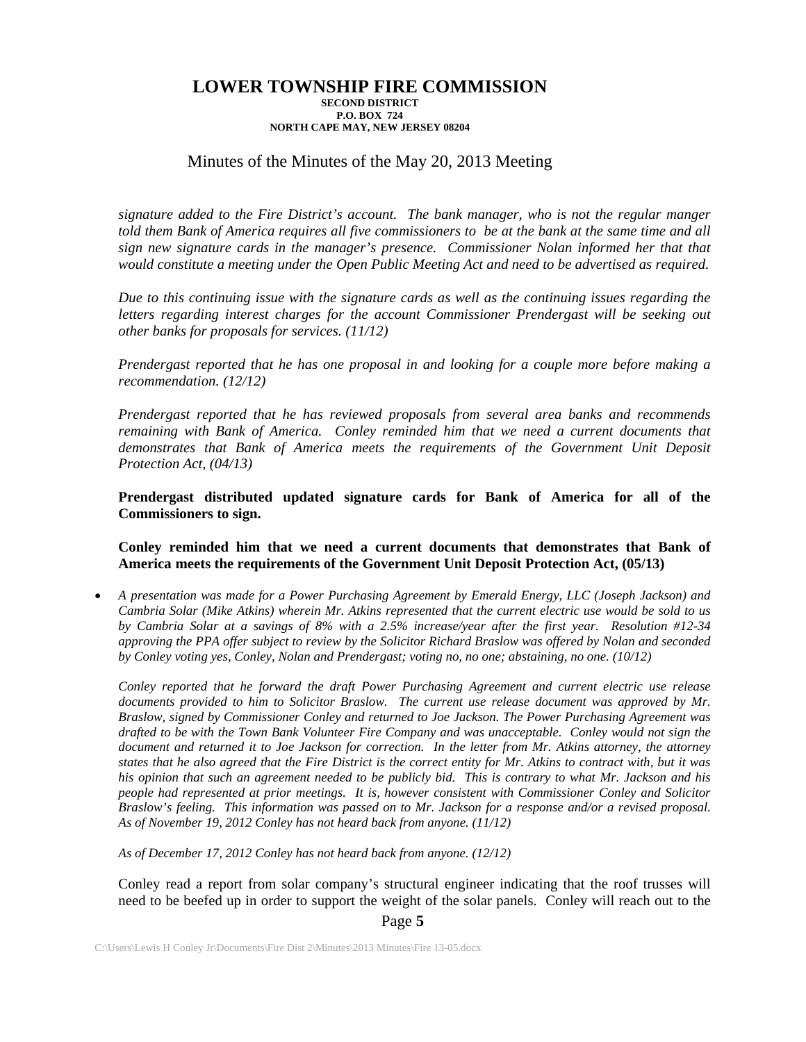*signature added to the Fire District's account. The bank manager, who is not the regular manger told them Bank of America requires all five commissioners to be at the bank at the same time and all sign new signature cards in the manager's presence. Commissioner Nolan informed her that that would constitute a meeting under the Open Public Meeting Act and need to be advertised as required.*

*Due to this continuing issue with the signature cards as well as the continuing issues regarding the letters regarding interest charges for the account Commissioner Prendergast will be seeking out other banks for proposals for services. (11/12)*

*Prendergast reported that he has one proposal in and looking for a couple more before making a recommendation. (12/12)*

*Prendergast reported that he has reviewed proposals from several area banks and recommends remaining with Bank of America. Conley reminded him that we need a current documents that demonstrates that Bank of America meets the requirements of the Government Unit Deposit Protection Act, (04/13)*

**Prendergast distributed updated signature cards for Bank of America for all of the Commissioners to sign.**

**Conley reminded him that we need a current documents that demonstrates that Bank of America meets the requirements of the Government Unit Deposit Protection Act, (05/13)**

- *A presentation was made for a Power Purchasing Agreement by Emerald Energy, LLC (Joseph Jackson) and Cambria Solar (Mike Atkins) wherein Mr. Atkins represented that the current electric use would be sold to us by Cambria Solar at a savings of 8% with a 2.5% increase/year after the first year. Resolution #12-34 approving the PPA offer subject to review by the Solicitor Richard Braslow was offered by Nolan and seconded by Conley voting yes, Conley, Nolan and Prendergast; voting no, no one; abstaining, no one. (10/12)*

  *Conley reported that he forward the draft Power Purchasing Agreement and current electric use release documents provided to him to Solicitor Braslow. The current use release document was approved by Mr. Braslow, signed by Commissioner Conley and returned to Joe Jackson. The Power Purchasing Agreement was drafted to be with the Town Bank Volunteer Fire Company and was unacceptable. Conley would not sign the document and returned it to Joe Jackson for correction. In the letter from Mr. Atkins attorney, the attorney states that he also agreed that the Fire District is the correct entity for Mr. Atkins to contract with, but it was his opinion that such an agreement needed to be publicly bid. This is contrary to what Mr. Jackson and his people had represented at prior meetings. It is, however consistent with Commissioner Conley and Solicitor Braslow's feeling. This information was passed on to Mr. Jackson for a response and/or a revised proposal. As of November 19, 2012 Conley has not heard back from anyone. (11/12)*

  *As of December 17, 2012 Conley has not heard back from anyone. (12/12)*

  Conley read a report from solar company's structural engineer indicating that the roof trusses will need to be beefed up in order to support the weight of the solar panels. Conley will reach out to the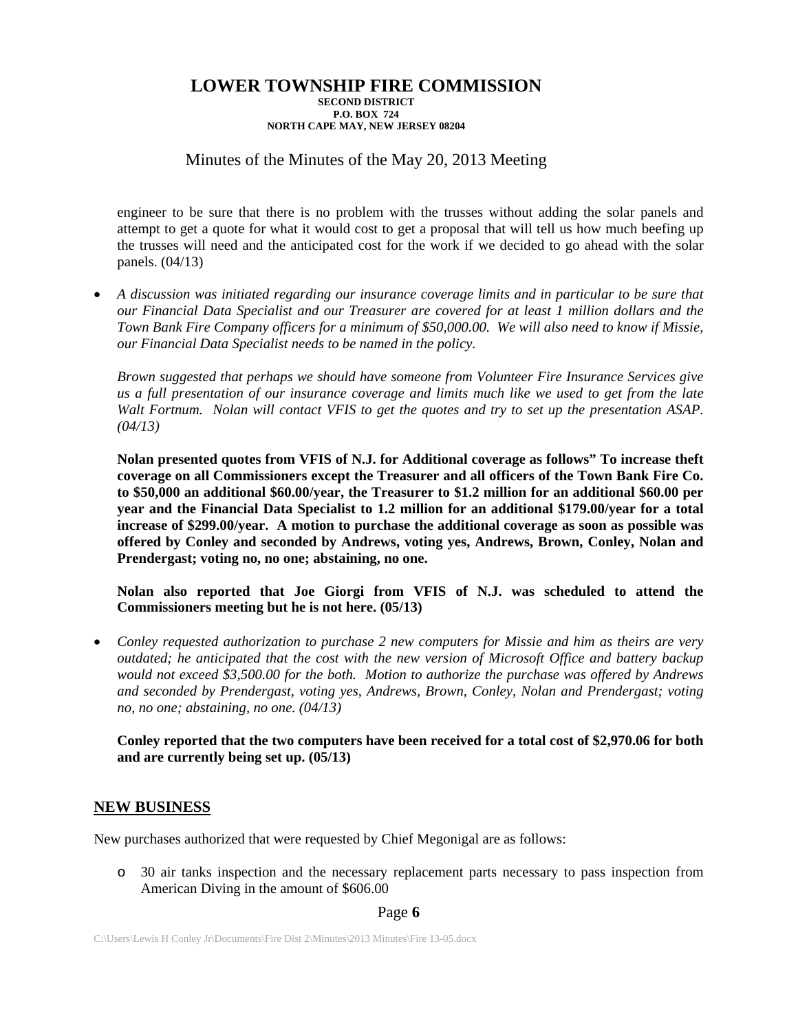engineer to be sure that there is no problem with the trusses without adding the solar panels and attempt to get a quote for what it would cost to get a proposal that will tell us how much beefing up the trusses will need and the anticipated cost for the work if we decided to go ahead with the solar panels. (04/13)

- *A discussion was initiated regarding our insurance coverage limits and in particular to be sure that our Financial Data Specialist and our Treasurer are covered for at least 1 million dollars and the Town Bank Fire Company officers for a minimum of $50,000.00. We will also need to know if Missie, our Financial Data Specialist needs to be named in the policy.*

  *Brown suggested that perhaps we should have someone from Volunteer Fire Insurance Services give us a full presentation of our insurance coverage and limits much like we used to get from the late Walt Fortnum. Nolan will contact VFIS to get the quotes and try to set up the presentation ASAP. (04/13)*

  **Nolan presented quotes from VFIS of N.J. for Additional coverage as follows" To increase theft coverage on all Commissioners except the Treasurer and all officers of the Town Bank Fire Co. to $50,000 an additional $60.00/year, the Treasurer to $1.2 million for an additional $60.00 per year and the Financial Data Specialist to 1.2 million for an additional $179.00/year for a total increase of $299.00/year. A motion to purchase the additional coverage as soon as possible was offered by Conley and seconded by Andrews, voting yes, Andrews, Brown, Conley, Nolan and Prendergast; voting no, no one; abstaining, no one.**

  **Nolan also reported that Joe Giorgi from VFIS of N.J. was scheduled to attend the Commissioners meeting but he is not here. (05/13)**

- *Conley requested authorization to purchase 2 new computers for Missie and him as theirs are very outdated; he anticipated that the cost with the new version of Microsoft Office and battery backup would not exceed $3,500.00 for the both. Motion to authorize the purchase was offered by Andrews and seconded by Prendergast, voting yes, Andrews, Brown, Conley, Nolan and Prendergast; voting no, no one; abstaining, no one. (04/13)*

  **Conley reported that the two computers have been received for a total cost of $2,970.06 for both and are currently being set up. (05/13)**

## NEW BUSINESS

New purchases authorized that were requested by Chief Megonigal are as follows:

- 30 air tanks inspection and the necessary replacement parts necessary to pass inspection from American Diving in the amount of $606.00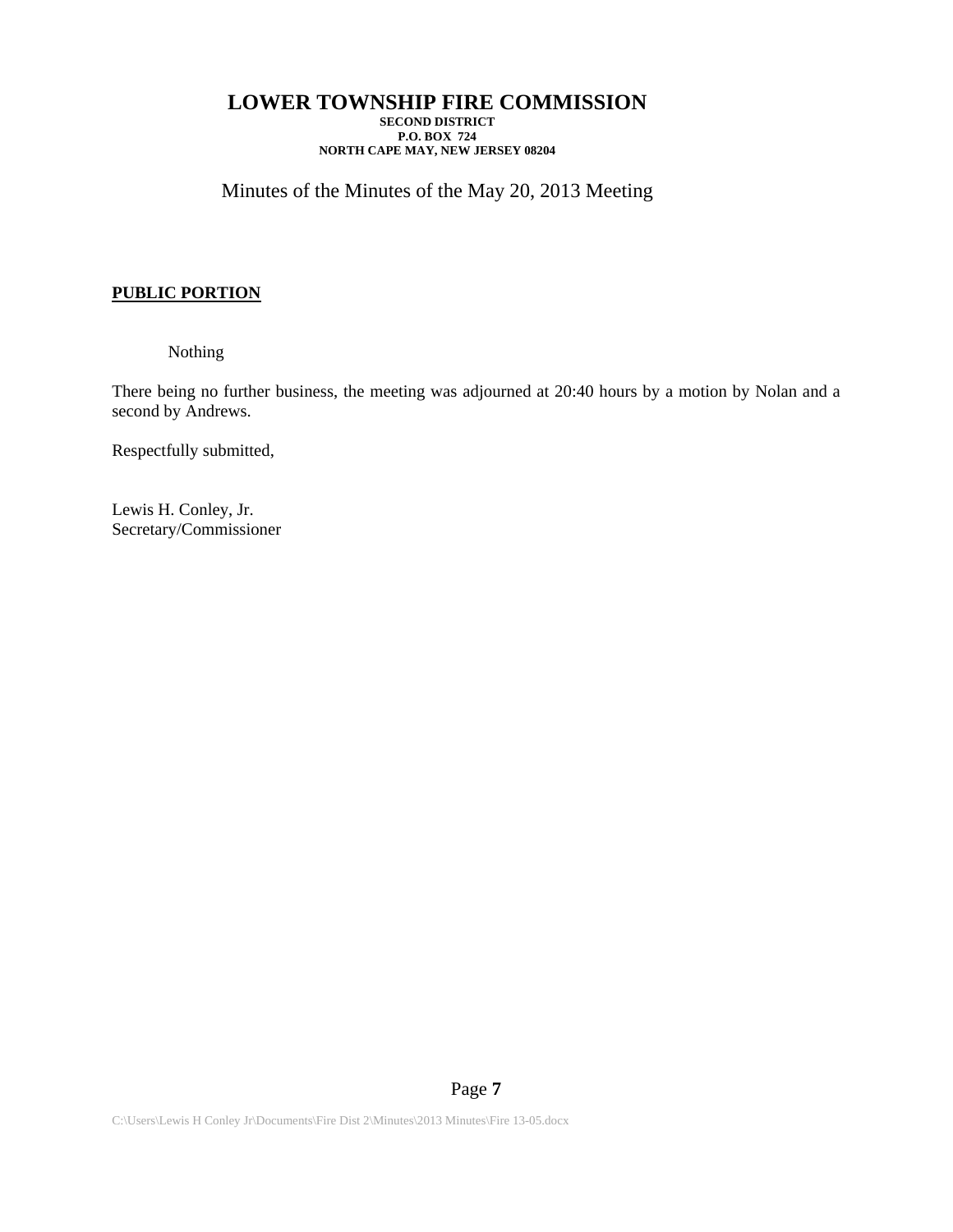# LOWER TOWNSHIP FIRE COMMISSION

**SECOND DISTRICT**
**P.O. BOX 724**
**NORTH CAPE MAY, NEW JERSEY 08204**

Minutes of the Minutes of the May 20, 2013 Meeting

**PUBLIC PORTION**

Nothing

There being no further business, the meeting was adjourned at 20:40 hours by a motion by Nolan and a second by Andrews.

Respectfully submitted,

Lewis H. Conley, Jr.
Secretary/Commissioner